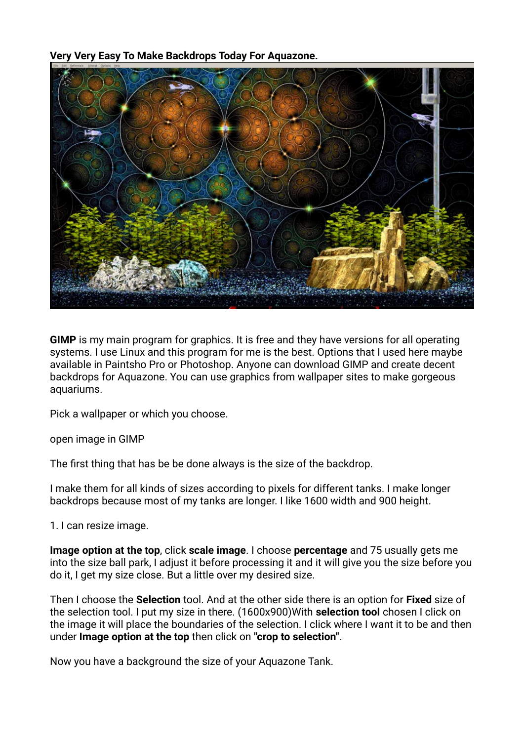**Very Very Easy To Make Backdrops Today For Aquazone.**

**GIMP** is my main program for graphics. It is free and they have versions for all operating systems. I use Linux and this program for me is the best. Options that I used here maybe available in Paintsho Pro or Photoshop. Anyone can download GIMP and create decent backdrops for Aquazone. You can use graphics from wallpaper sites to make gorgeous aquariums.

Pick a wallpaper or which you choose.

open image in GIMP

The first thing that has be be done always is the size of the backdrop.

I make them for all kinds of sizes according to pixels for different tanks. I make longer backdrops because most of my tanks are longer. I like 1600 width and 900 height.

1. I can resize image.

**Image option at the top**, click **scale image**. I choose **percentage** and 75 usually gets me into the size ball park, I adjust it before processing it and it will give you the size before you do it, I get my size close. But a little over my desired size.

Then I choose the **Selection** tool. And at the other side there is an option for **Fixed** size of the selection tool. I put my size in there. (1600x900)With **selection tool** chosen I click on the image it will place the boundaries of the selection. I click where I want it to be and then under **Image option at the top** then click on "**crop to selection**".

Now you have a background the size of your Aquazone Tank.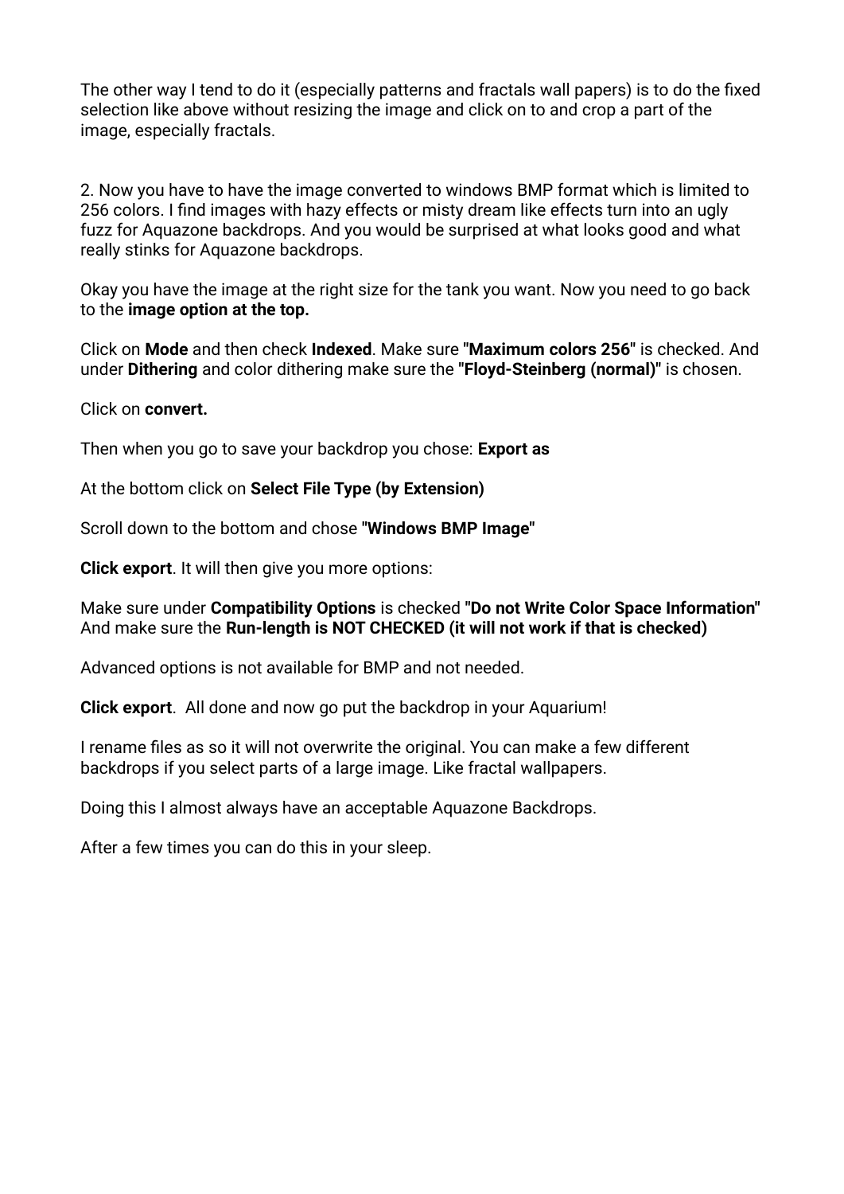The other way I tend to do it (especially patterns and fractals wall papers) is to do the fixed selection like above without resizing the image and click on to and crop a part of the image, especially fractals.

2. Now you have to have the image converted to windows BMP format which is limited to 256 colors. I find images with hazy effects or misty dream like effects turn into an ugly fuzz for Aquazone backdrops. And you would be surprised at what looks good and what really stinks for Aquazone backdrops.

Okay you have the image at the right size for the tank you want. Now you need to go back to the **image option at the top.**

Click on **Mode** and then check **Indexed**. Make sure **"Maximum colors 256"** is checked. And under **Dithering** and color dithering make sure the **"Floyd-Steinberg (normal)"** is chosen.

Click on **convert.**

Then when you go to save your backdrop you chose: **Export as**

At the bottom click on **Select File Type (by Extension)**

Scroll down to the bottom and chose **"Windows BMP Image"**

**Click export**. It will then give you more options:

Make sure under **Compatibility Options** is checked **"Do not Write Color Space Information"** And make sure the **Run-length is NOT CHECKED (it will not work if that is checked)**

Advanced options is not available for BMP and not needed.

**Click export**. All done and now go put the backdrop in your Aquarium!

I rename files as so it will not overwrite the original. You can make a few different backdrops if you select parts of a large image. Like fractal wallpapers.

Doing this I almost always have an acceptable Aquazone Backdrops.

After a few times you can do this in your sleep.